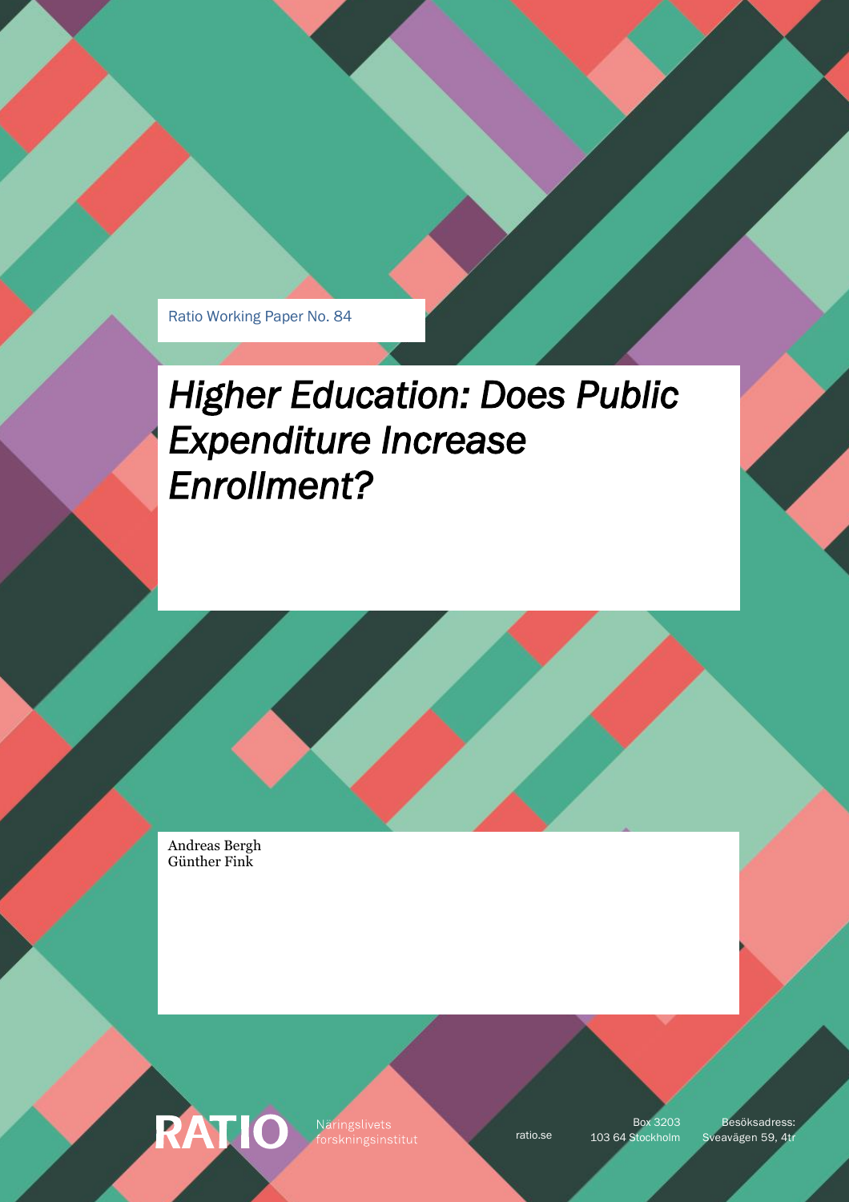Ratio Working Paper No. 84

# *Higher Education: Does Public Expenditure Increase Enrollment?*

Andreas Bergh
Günther Fink

RATIO Näringslivets forskningsinstitut

ratio.se

Box 3203
103 64 Stockholm

Besöksadress:
Sveavägen 59, 4tr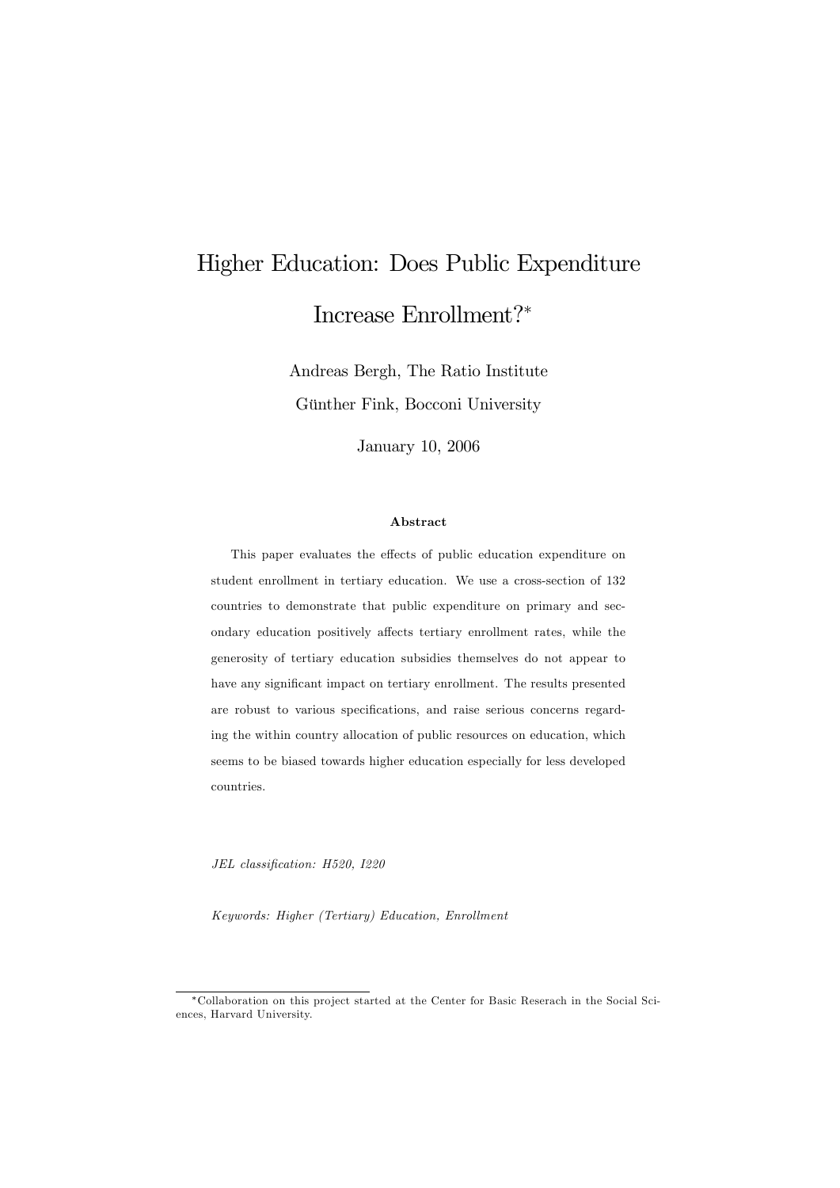# Higher Education: Does Public Expenditure Increase Enrollment?*

Andreas Bergh, The Ratio Institute

Günther Fink, Bocconi University

January 10, 2006

### Abstract

This paper evaluates the effects of public education expenditure on student enrollment in tertiary education. We use a cross-section of 132 countries to demonstrate that public expenditure on primary and secondary education positively affects tertiary enrollment rates, while the generosity of tertiary education subsidies themselves do not appear to have any significant impact on tertiary enrollment. The results presented are robust to various specifications, and raise serious concerns regarding the within country allocation of public resources on education, which seems to be biased towards higher education especially for less developed countries.

*JEL classification: H520, I220*

*Keywords: Higher (Tertiary) Education, Enrollment*

---

*Collaboration on this project started at the Center for Basic Reserach in the Social Sciences, Harvard University.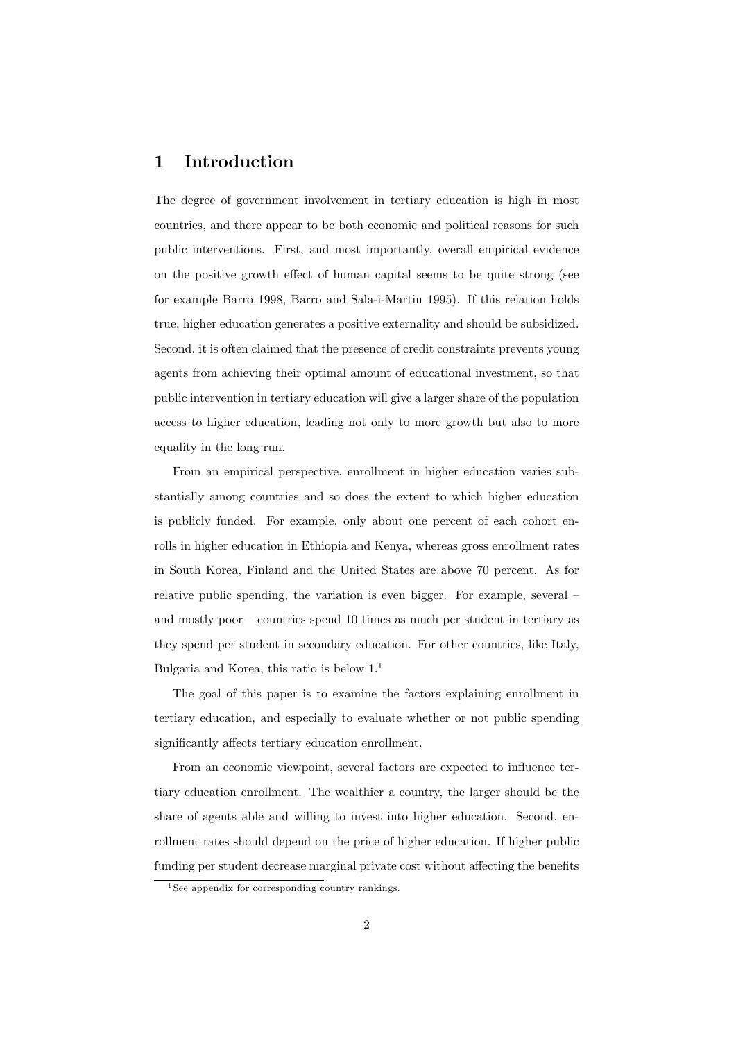# 1 Introduction

The degree of government involvement in tertiary education is high in most countries, and there appear to be both economic and political reasons for such public interventions. First, and most importantly, overall empirical evidence on the positive growth effect of human capital seems to be quite strong (see for example Barro 1998, Barro and Sala-i-Martin 1995). If this relation holds true, higher education generates a positive externality and should be subsidized. Second, it is often claimed that the presence of credit constraints prevents young agents from achieving their optimal amount of educational investment, so that public intervention in tertiary education will give a larger share of the population access to higher education, leading not only to more growth but also to more equality in the long run.

From an empirical perspective, enrollment in higher education varies substantially among countries and so does the extent to which higher education is publicly funded. For example, only about one percent of each cohort enrolls in higher education in Ethiopia and Kenya, whereas gross enrollment rates in South Korea, Finland and the United States are above 70 percent. As for relative public spending, the variation is even bigger. For example, several – and mostly poor – countries spend 10 times as much per student in tertiary as they spend per student in secondary education. For other countries, like Italy, Bulgaria and Korea, this ratio is below 1.[1]

The goal of this paper is to examine the factors explaining enrollment in tertiary education, and especially to evaluate whether or not public spending significantly affects tertiary education enrollment.

From an economic viewpoint, several factors are expected to influence tertiary education enrollment. The wealthier a country, the larger should be the share of agents able and willing to invest into higher education. Second, enrollment rates should depend on the price of higher education. If higher public funding per student decrease marginal private cost without affecting the benefits

[1] See appendix for corresponding country rankings.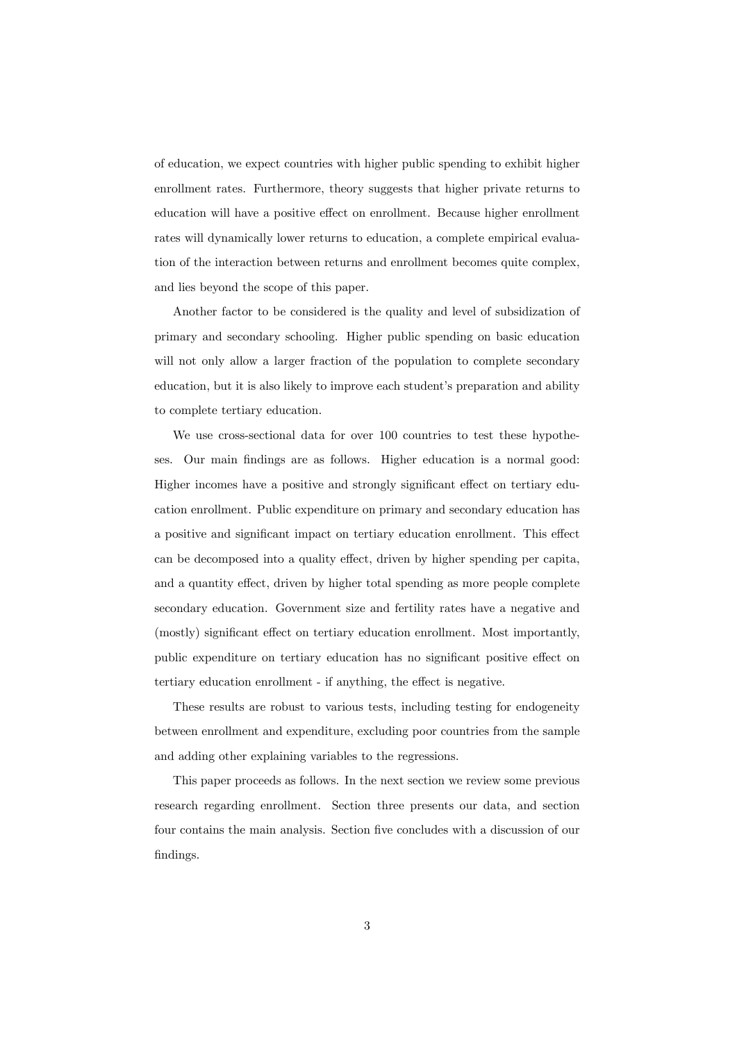of education, we expect countries with higher public spending to exhibit higher enrollment rates. Furthermore, theory suggests that higher private returns to education will have a positive effect on enrollment. Because higher enrollment rates will dynamically lower returns to education, a complete empirical evaluation of the interaction between returns and enrollment becomes quite complex, and lies beyond the scope of this paper.

Another factor to be considered is the quality and level of subsidization of primary and secondary schooling. Higher public spending on basic education will not only allow a larger fraction of the population to complete secondary education, but it is also likely to improve each student's preparation and ability to complete tertiary education.

We use cross-sectional data for over 100 countries to test these hypotheses. Our main findings are as follows. Higher education is a normal good: Higher incomes have a positive and strongly significant effect on tertiary education enrollment. Public expenditure on primary and secondary education has a positive and significant impact on tertiary education enrollment. This effect can be decomposed into a quality effect, driven by higher spending per capita, and a quantity effect, driven by higher total spending as more people complete secondary education. Government size and fertility rates have a negative and (mostly) significant effect on tertiary education enrollment. Most importantly, public expenditure on tertiary education has no significant positive effect on tertiary education enrollment - if anything, the effect is negative.

These results are robust to various tests, including testing for endogeneity between enrollment and expenditure, excluding poor countries from the sample and adding other explaining variables to the regressions.

This paper proceeds as follows. In the next section we review some previous research regarding enrollment. Section three presents our data, and section four contains the main analysis. Section five concludes with a discussion of our findings.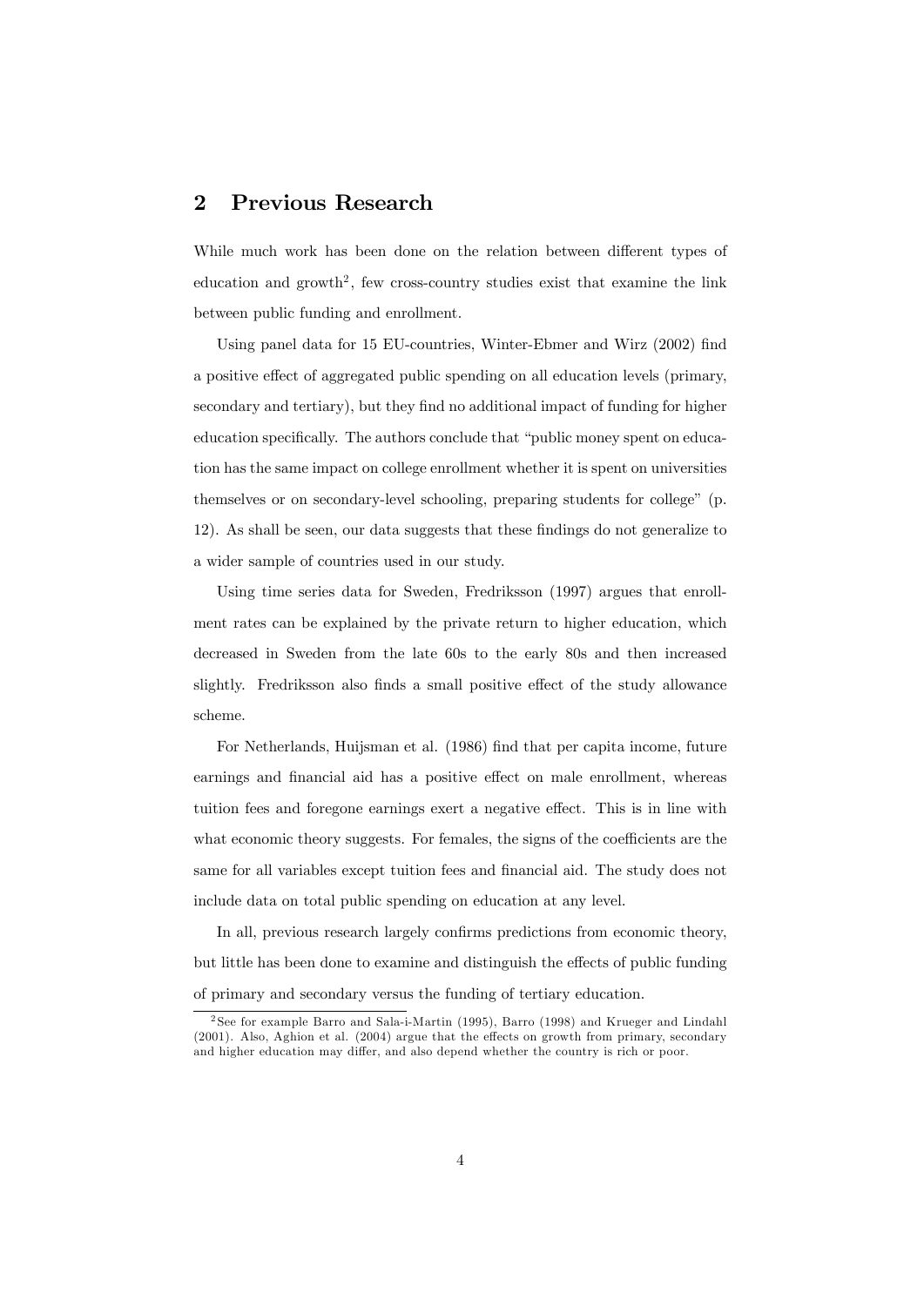## 2 Previous Research

While much work has been done on the relation between different types of education and growth[2], few cross-country studies exist that examine the link between public funding and enrollment.

Using panel data for 15 EU-countries, Winter-Ebmer and Wirz (2002) find a positive effect of aggregated public spending on all education levels (primary, secondary and tertiary), but they find no additional impact of funding for higher education specifically. The authors conclude that "public money spent on education has the same impact on college enrollment whether it is spent on universities themselves or on secondary-level schooling, preparing students for college" (p. 12). As shall be seen, our data suggests that these findings do not generalize to a wider sample of countries used in our study.

Using time series data for Sweden, Fredriksson (1997) argues that enrollment rates can be explained by the private return to higher education, which decreased in Sweden from the late 60s to the early 80s and then increased slightly. Fredriksson also finds a small positive effect of the study allowance scheme.

For Netherlands, Huijsman et al. (1986) find that per capita income, future earnings and financial aid has a positive effect on male enrollment, whereas tuition fees and foregone earnings exert a negative effect. This is in line with what economic theory suggests. For females, the signs of the coefficients are the same for all variables except tuition fees and financial aid. The study does not include data on total public spending on education at any level.

In all, previous research largely confirms predictions from economic theory, but little has been done to examine and distinguish the effects of public funding of primary and secondary versus the funding of tertiary education.

[2] See for example Barro and Sala-i-Martin (1995), Barro (1998) and Krueger and Lindahl (2001). Also, Aghion et al. (2004) argue that the effects on growth from primary, secondary and higher education may differ, and also depend whether the country is rich or poor.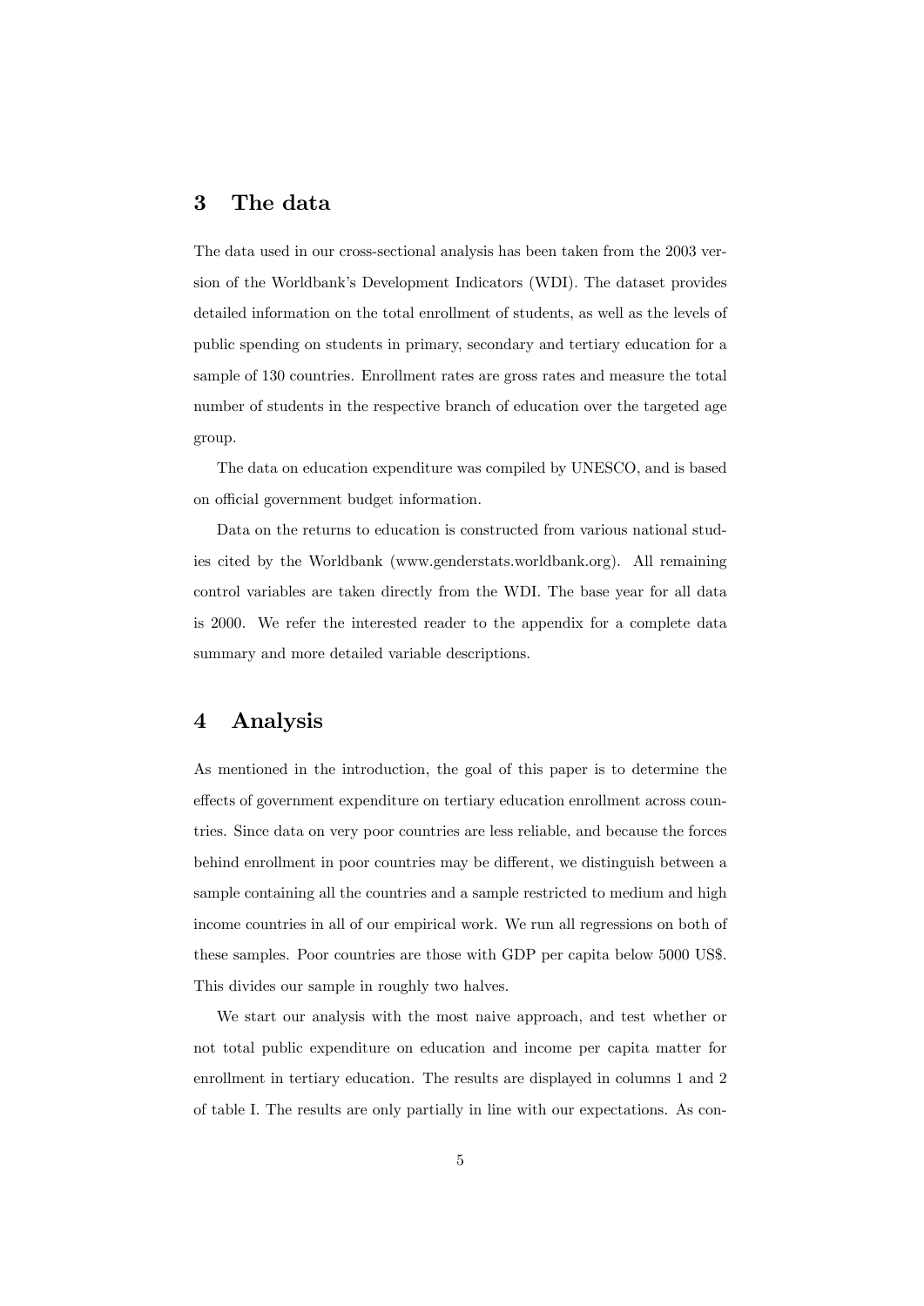## 3 The data

The data used in our cross-sectional analysis has been taken from the 2003 version of the Worldbank's Development Indicators (WDI). The dataset provides detailed information on the total enrollment of students, as well as the levels of public spending on students in primary, secondary and tertiary education for a sample of 130 countries. Enrollment rates are gross rates and measure the total number of students in the respective branch of education over the targeted age group.

The data on education expenditure was compiled by UNESCO, and is based on official government budget information.

Data on the returns to education is constructed from various national studies cited by the Worldbank (www.genderstats.worldbank.org). All remaining control variables are taken directly from the WDI. The base year for all data is 2000. We refer the interested reader to the appendix for a complete data summary and more detailed variable descriptions.

## 4 Analysis

As mentioned in the introduction, the goal of this paper is to determine the effects of government expenditure on tertiary education enrollment across countries. Since data on very poor countries are less reliable, and because the forces behind enrollment in poor countries may be different, we distinguish between a sample containing all the countries and a sample restricted to medium and high income countries in all of our empirical work. We run all regressions on both of these samples. Poor countries are those with GDP per capita below 5000 US$. This divides our sample in roughly two halves.

We start our analysis with the most naive approach, and test whether or not total public expenditure on education and income per capita matter for enrollment in tertiary education. The results are displayed in columns 1 and 2 of table I. The results are only partially in line with our expectations. As con-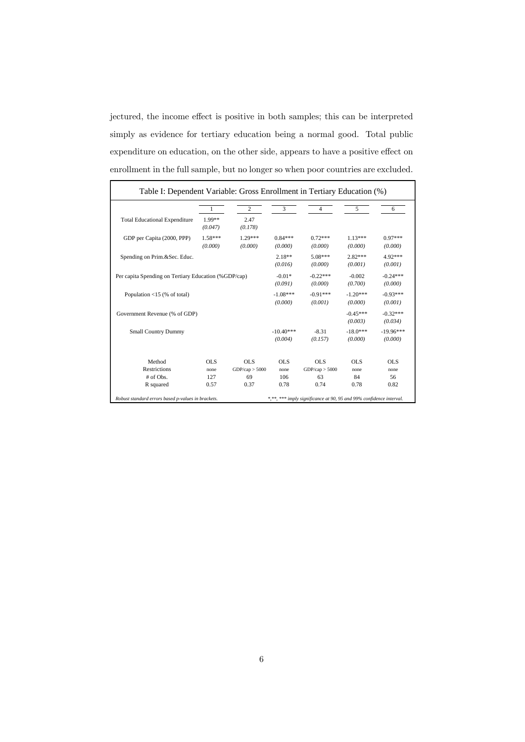jectured, the income effect is positive in both samples; this can be interpreted simply as evidence for tertiary education being a normal good. Total public expenditure on education, on the other side, appears to have a positive effect on enrollment in the full sample, but no longer so when poor countries are excluded.

**Table I: Dependent Variable: Gross Enrollment in Tertiary Education (%)**

| | 1 | 2 | 3 | 4 | 5 | 6 |
|---|---|---|---|---|---|---|
| Total Educational Expenditure | 1.99** | 2.47 | | | | |
| | *(0.047)* | *(0.178)* | | | | |
| GDP per Capita (2000, PPP) | 1.58*** | 1.29*** | 0.84*** | 0.72*** | 1.13*** | 0.97*** |
| | *(0.000)* | *(0.000)* | *(0.000)* | *(0.000)* | *(0.000)* | *(0.000)* |
| Spending on Prim.&Sec. Educ. | | | 2.18** | 5.08*** | 2.82*** | 4.92*** |
| | | | *(0.016)* | *(0.000)* | *(0.001)* | *(0.001)* |
| Per capita Spending on Tertiary Education (%GDP/cap) | | | -0.01* | -0.22*** | -0.002 | -0.24*** |
| | | | *(0.091)* | *(0.000)* | *(0.700)* | *(0.000)* |
| Population <15 (% of total) | | | -1.08*** | -0.91*** | -1.20*** | -0.93*** |
| | | | *(0.000)* | *(0.001)* | *(0.000)* | *(0.001)* |
| Government Revenue (% of GDP) | | | | | -0.45*** | -0.32*** |
| | | | | | *(0.003)* | *(0.034)* |
| Small Country Dummy | | | -10.40*** | -8.31 | -18.0*** | -19.96*** |
| | | | *(0.004)* | *(0.157)* | *(0.000)* | *(0.000)* |
| Method | OLS | OLS | OLS | OLS | OLS | OLS |
| Restrictions | none | GDP/cap > 5000 | none | GDP/cap > 5000 | none | none |
| # of Obs. | 127 | 69 | 106 | 63 | 84 | 56 |
| R squared | 0.57 | 0.37 | 0.78 | 0.74 | 0.78 | 0.82 |

*Robust standard errors based p-values in brackets.* *\*,\*\*, \*\*\* imply significance at 90, 95 and 99% confidence interval.*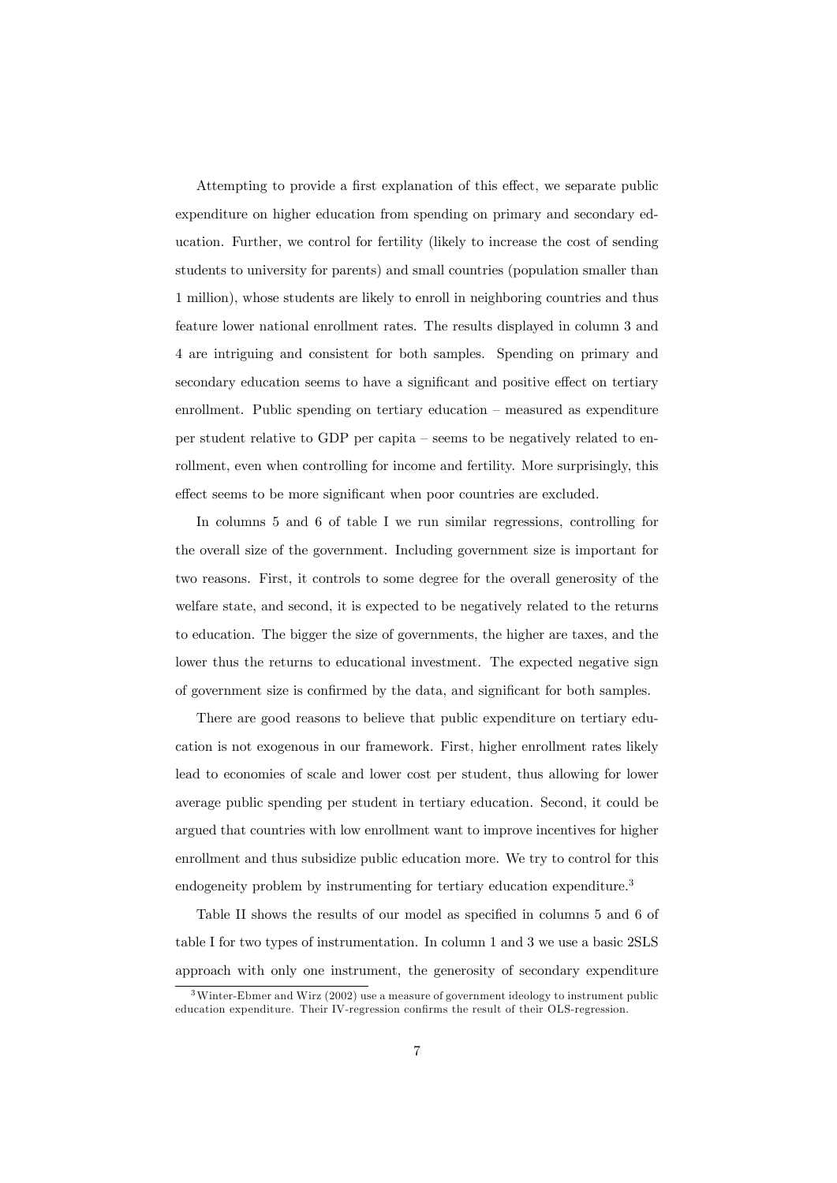Attempting to provide a first explanation of this effect, we separate public expenditure on higher education from spending on primary and secondary education. Further, we control for fertility (likely to increase the cost of sending students to university for parents) and small countries (population smaller than 1 million), whose students are likely to enroll in neighboring countries and thus feature lower national enrollment rates. The results displayed in column 3 and 4 are intriguing and consistent for both samples. Spending on primary and secondary education seems to have a significant and positive effect on tertiary enrollment. Public spending on tertiary education – measured as expenditure per student relative to GDP per capita – seems to be negatively related to enrollment, even when controlling for income and fertility. More surprisingly, this effect seems to be more significant when poor countries are excluded.

In columns 5 and 6 of table I we run similar regressions, controlling for the overall size of the government. Including government size is important for two reasons. First, it controls to some degree for the overall generosity of the welfare state, and second, it is expected to be negatively related to the returns to education. The bigger the size of governments, the higher are taxes, and the lower thus the returns to educational investment. The expected negative sign of government size is confirmed by the data, and significant for both samples.

There are good reasons to believe that public expenditure on tertiary education is not exogenous in our framework. First, higher enrollment rates likely lead to economies of scale and lower cost per student, thus allowing for lower average public spending per student in tertiary education. Second, it could be argued that countries with low enrollment want to improve incentives for higher enrollment and thus subsidize public education more. We try to control for this endogeneity problem by instrumenting for tertiary education expenditure.[3]

Table II shows the results of our model as specified in columns 5 and 6 of table I for two types of instrumentation. In column 1 and 3 we use a basic 2SLS approach with only one instrument, the generosity of secondary expenditure

[3] Winter-Ebmer and Wirz (2002) use a measure of government ideology to instrument public education expenditure. Their IV-regression confirms the result of their OLS-regression.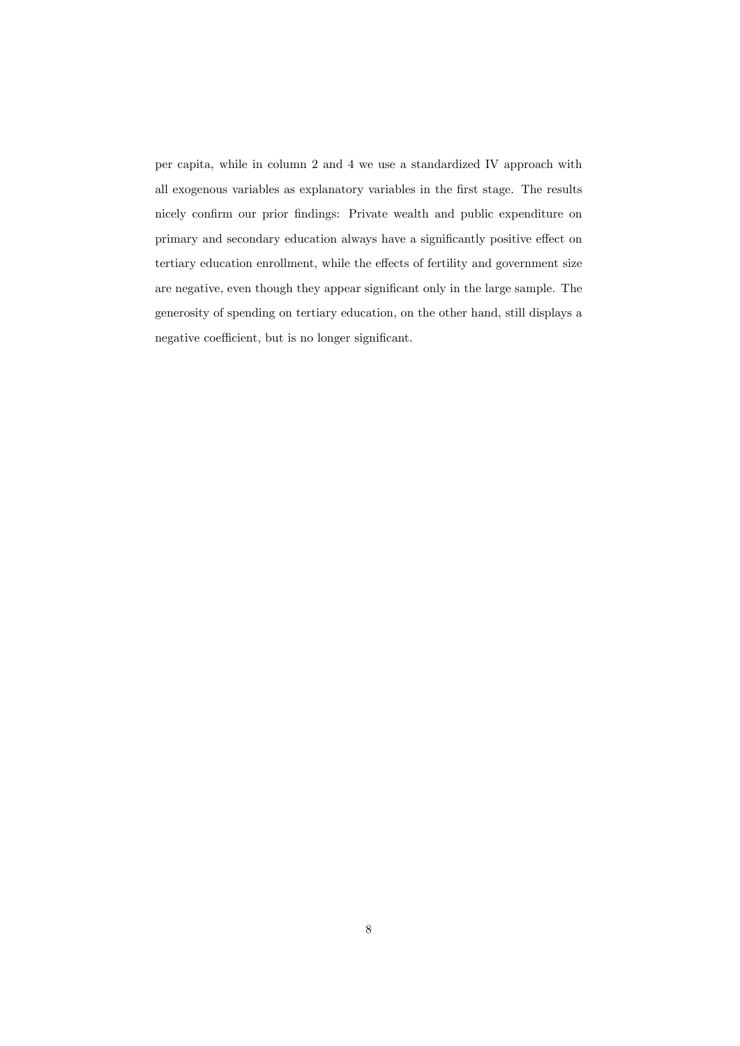per capita, while in column 2 and 4 we use a standardized IV approach with all exogenous variables as explanatory variables in the first stage. The results nicely confirm our prior findings: Private wealth and public expenditure on primary and secondary education always have a significantly positive effect on tertiary education enrollment, while the effects of fertility and government size are negative, even though they appear significant only in the large sample. The generosity of spending on tertiary education, on the other hand, still displays a negative coefficient, but is no longer significant.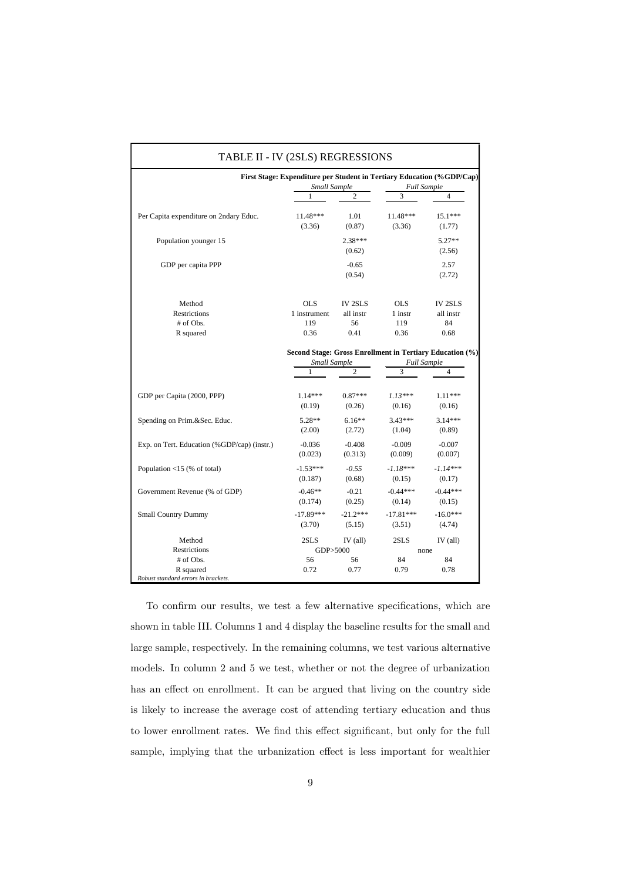TABLE II - IV (2SLS) REGRESSIONS

| | First Stage: Expenditure per Student in Tertiary Education (%GDP/Cap) | | | |
|---|---|---|---|---|
| | *Small Sample* | | *Full Sample* | |
| | 1 | 2 | 3 | 4 |
| Per Capita expenditure on 2ndary Educ. | 11.48*** | 1.01 | 11.48*** | 15.1*** |
| | (3.36) | (0.87) | (3.36) | (1.77) |
| Population younger 15 | | 2.38*** | | 5.27** |
| | | (0.62) | | (2.56) |
| GDP per capita PPP | | -0.65 | | 2.57 |
| | | (0.54) | | (2.72) |
| Method | OLS | IV 2SLS | OLS | IV 2SLS |
| Restrictions | 1 instrument | all instr | 1 instr | all instr |
| # of Obs. | 119 | 56 | 119 | 84 |
| R squared | 0.36 | 0.41 | 0.36 | 0.68 |

| | Second Stage: Gross Enrollment in Tertiary Education (%) | | | |
|---|---|---|---|---|
| | *Small Sample* | | *Full Sample* | |
| | 1 | 2 | 3 | 4 |
| GDP per Capita (2000, PPP) | 1.14*** | 0.87*** | *1.13**** | 1.11*** |
| | (0.19) | (0.26) | (0.16) | (0.16) |
| Spending on Prim.&Sec. Educ. | 5.28** | 6.16** | 3.43*** | 3.14*** |
| | (2.00) | (2.72) | (1.04) | (0.89) |
| Exp. on Tert. Education (%GDP/cap) (instr.) | -0.036 | -0.408 | -0.009 | -0.007 |
| | (0.023) | (0.313) | (0.009) | (0.007) |
| Population <15 (% of total) | -1.53*** | *-0.55* | *-1.18**** | *-1.14**** |
| | (0.187) | (0.68) | (0.15) | (0.17) |
| Government Revenue (% of GDP) | -0.46** | -0.21 | -0.44*** | -0.44*** |
| | (0.174) | (0.25) | (0.14) | (0.15) |
| Small Country Dummy | -17.89*** | -21.2*** | -17.81*** | -16.0*** |
| | (3.70) | (5.15) | (3.51) | (4.74) |
| Method | 2SLS | IV (all) | 2SLS | IV (all) |
| Restrictions | GDP>5000 | | none | |
| # of Obs. | 56 | 56 | 84 | 84 |
| R squared | 0.72 | 0.77 | 0.79 | 0.78 |

*Robust standard errors in brackets.*

To confirm our results, we test a few alternative specifications, which are shown in table III. Columns 1 and 4 display the baseline results for the small and large sample, respectively. In the remaining columns, we test various alternative models. In column 2 and 5 we test, whether or not the degree of urbanization has an effect on enrollment. It can be argued that living on the country side is likely to increase the average cost of attending tertiary education and thus to lower enrollment rates. We find this effect significant, but only for the full sample, implying that the urbanization effect is less important for wealthier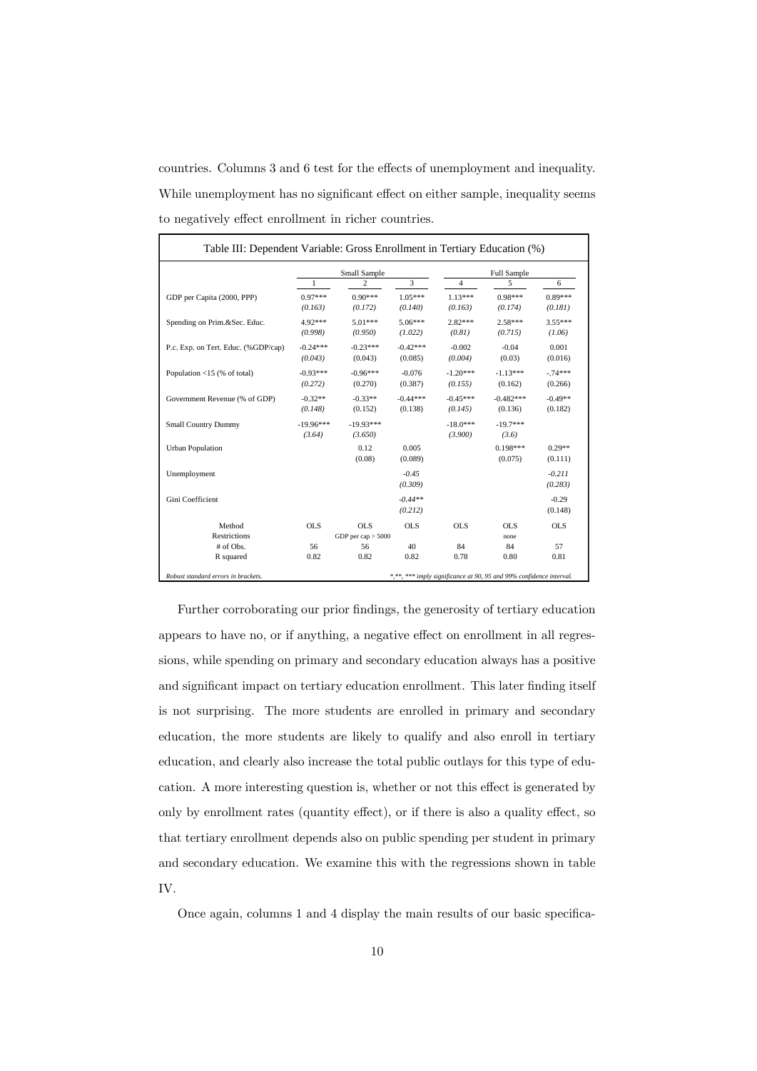countries. Columns 3 and 6 test for the effects of unemployment and inequality. While unemployment has no significant effect on either sample, inequality seems to negatively effect enrollment in richer countries.

Table III: Dependent Variable: Gross Enrollment in Tertiary Education (%)

| | Small Sample | | | Full Sample | | |
|---|---|---|---|---|---|---|
| | 1 | 2 | 3 | 4 | 5 | 6 |
| GDP per Capita (2000, PPP) | 0.97*** | 0.90*** | 1.05*** | 1.13*** | 0.98*** | 0.89*** |
| | *(0.163)* | *(0.172)* | *(0.140)* | *(0.163)* | *(0.174)* | *(0.181)* |
| Spending on Prim.&Sec. Educ. | 4.92*** | 5.01*** | 5.06*** | 2.82*** | 2.58*** | 3.55*** |
| | *(0.998)* | *(0.950)* | *(1.022)* | *(0.81)* | *(0.715)* | *(1.06)* |
| P.c. Exp. on Tert. Educ. (%GDP/cap) | -0.24*** | -0.23*** | -0.42*** | -0.002 | -0.04 | 0.001 |
| | *(0.043)* | (0.043) | (0.085) | *(0.004)* | (0.03) | (0.016) |
| Population <15 (% of total) | -0.93*** | -0.96*** | -0.076 | -1.20*** | -1.13*** | -.74*** |
| | *(0.272)* | (0.270) | (0.387) | *(0.155)* | (0.162) | (0.266) |
| Government Revenue (% of GDP) | -0.32** | -0.33** | -0.44*** | -0.45*** | -0.482*** | -0.49** |
| | *(0.148)* | (0.152) | (0.138) | *(0.145)* | (0.136) | (0.182) |
| Small Country Dummy | -19.96*** | -19.93*** | | -18.0*** | -19.7*** | |
| | *(3.64)* | *(3.650)* | | *(3.900)* | *(3.6)* | |
| Urban Population | | 0.12 | 0.005 | | 0.198*** | 0.29** |
| | | (0.08) | (0.089) | | (0.075) | (0.111) |
| Unemployment | | | *-0.45* | | | *-0.211* |
| | | | *(0.309)* | | | *(0.283)* |
| Gini Coefficient | | | *-0.44*** | | | -0.29 |
| | | | *(0.212)* | | | (0.148) |
| Method | OLS | OLS | OLS | OLS | OLS | OLS |
| Restrictions | | GDP per cap > 5000 | | | none | |
| # of Obs. | 56 | 56 | 40 | 84 | 84 | 57 |
| R squared | 0.82 | 0.82 | 0.82 | 0.78 | 0.80 | 0.81 |

*Robust standard errors in brackets.* *\*,\*\*,\*\*\* imply significance at 90, 95 and 99% confidence interval.*

Further corroborating our prior findings, the generosity of tertiary education appears to have no, or if anything, a negative effect on enrollment in all regressions, while spending on primary and secondary education always has a positive and significant impact on tertiary education enrollment. This later finding itself is not surprising. The more students are enrolled in primary and secondary education, the more students are likely to qualify and also enroll in tertiary education, and clearly also increase the total public outlays for this type of education. A more interesting question is, whether or not this effect is generated by only by enrollment rates (quantity effect), or if there is also a quality effect, so that tertiary enrollment depends also on public spending per student in primary and secondary education. We examine this with the regressions shown in table IV.

Once again, columns 1 and 4 display the main results of our basic specifica-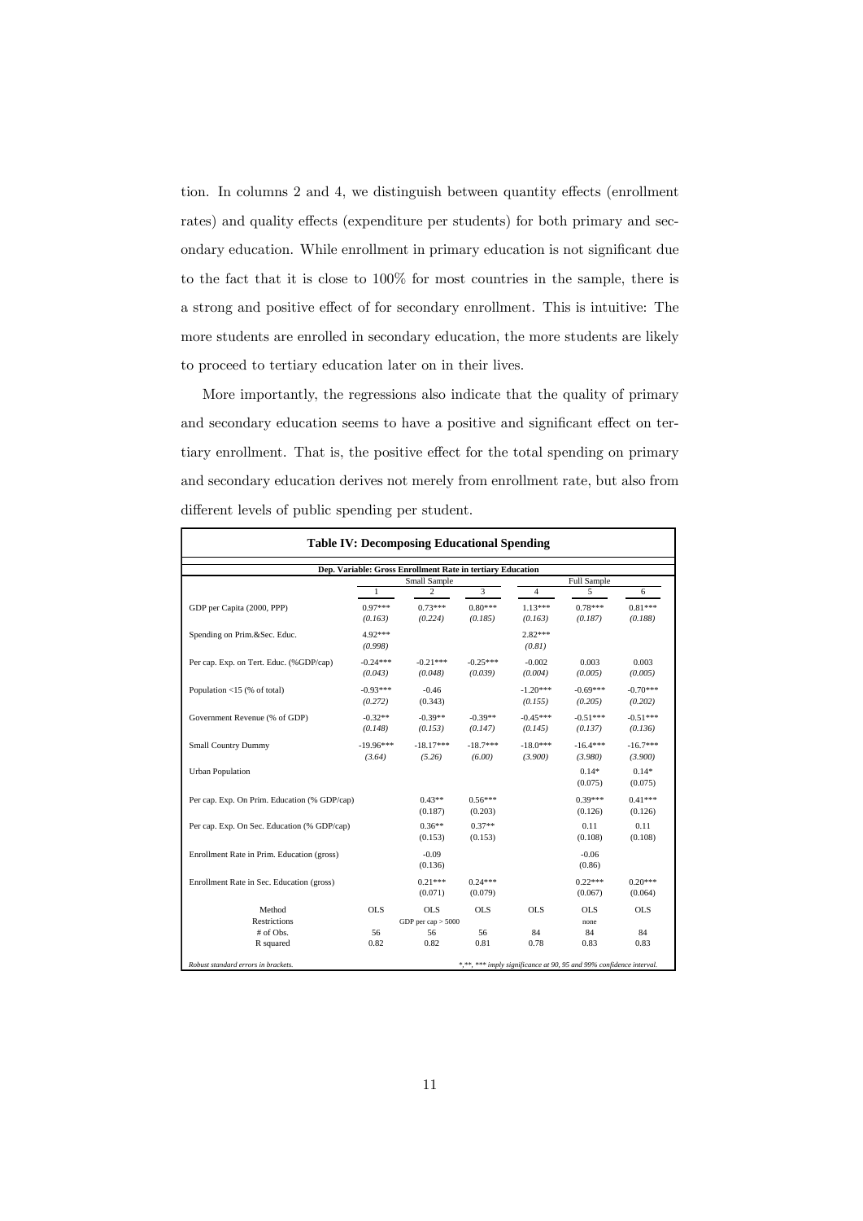tion. In columns 2 and 4, we distinguish between quantity effects (enrollment rates) and quality effects (expenditure per students) for both primary and secondary education. While enrollment in primary education is not significant due to the fact that it is close to 100% for most countries in the sample, there is a strong and positive effect of for secondary enrollment. This is intuitive: The more students are enrolled in secondary education, the more students are likely to proceed to tertiary education later on in their lives.

More importantly, the regressions also indicate that the quality of primary and secondary education seems to have a positive and significant effect on tertiary enrollment. That is, the positive effect for the total spending on primary and secondary education derives not merely from enrollment rate, but also from different levels of public spending per student.

**Table IV: Decomposing Educational Spending**

| Dep. Variable: Gross Enrollment Rate in tertiary Education | Small Sample | | | Full Sample | | |
|---|---|---|---|---|---|---|
| | 1 | 2 | 3 | 4 | 5 | 6 |
| GDP per Capita (2000, PPP) | 0.97*** | 0.73*** | 0.80*** | 1.13*** | 0.78*** | 0.81*** |
| | *(0.163)* | *(0.224)* | *(0.185)* | *(0.163)* | *(0.187)* | *(0.188)* |
| Spending on Prim.&Sec. Educ. | 4.92*** | | | 2.82*** | | |
| | *(0.998)* | | | *(0.81)* | | |
| Per cap. Exp. on Tert. Educ. (%GDP/cap) | -0.24*** | -0.21*** | -0.25*** | -0.002 | 0.003 | 0.003 |
| | *(0.043)* | *(0.048)* | *(0.039)* | *(0.004)* | *(0.005)* | *(0.005)* |
| Population <15 (% of total) | -0.93*** | -0.46 | | -1.20*** | -0.69*** | -0.70*** |
| | *(0.272)* | (0.343) | | *(0.155)* | *(0.205)* | *(0.202)* |
| Government Revenue (% of GDP) | -0.32** | -0.39** | -0.39** | -0.45*** | -0.51*** | -0.51*** |
| | *(0.148)* | *(0.153)* | *(0.147)* | *(0.145)* | *(0.137)* | *(0.136)* |
| Small Country Dummy | -19.96*** | -18.17*** | -18.7*** | -18.0*** | -16.4*** | -16.7*** |
| | *(3.64)* | *(5.26)* | *(6.00)* | *(3.900)* | *(3.980)* | *(3.900)* |
| Urban Population | | | | | 0.14* | 0.14* |
| | | | | | (0.075) | (0.075) |
| Per cap. Exp. On Prim. Education (% GDP/cap) | | 0.43** | 0.56*** | | 0.39*** | 0.41*** |
| | | (0.187) | (0.203) | | (0.126) | (0.126) |
| Per cap. Exp. On Sec. Education (% GDP/cap) | | 0.36** | 0.37** | | 0.11 | 0.11 |
| | | (0.153) | (0.153) | | (0.108) | (0.108) |
| Enrollment Rate in Prim. Education (gross) | | -0.09 | | | -0.06 | |
| | | (0.136) | | | (0.86) | |
| Enrollment Rate in Sec. Education (gross) | | 0.21*** | 0.24*** | | 0.22*** | 0.20*** |
| | | (0.071) | (0.079) | | (0.067) | (0.064) |
| Method | OLS | OLS | OLS | OLS | OLS | OLS |
| Restrictions | | GDP per cap > 5000 | | | none | |
| # of Obs. | 56 | 56 | 56 | 84 | 84 | 84 |
| R squared | 0.82 | 0.82 | 0.81 | 0.78 | 0.83 | 0.83 |

*Robust standard errors in brackets.* *\*,\*\*,\*\*\* imply significance at 90, 95 and 99% confidence interval.*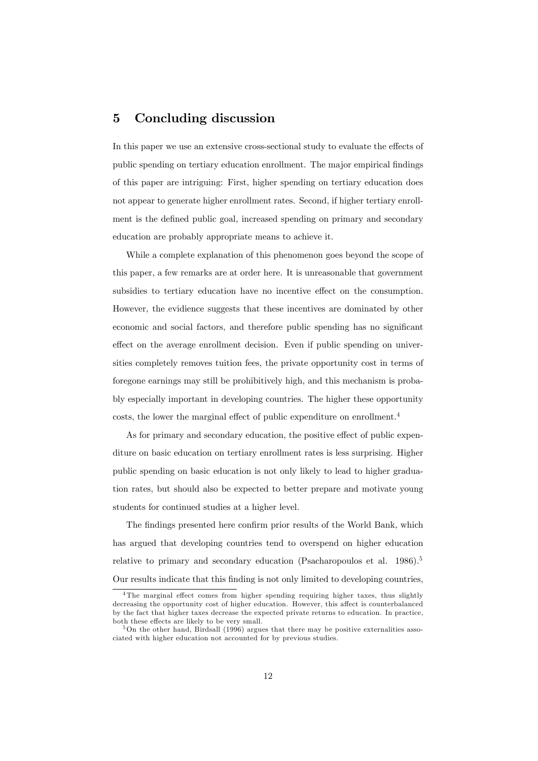## 5 Concluding discussion

In this paper we use an extensive cross-sectional study to evaluate the effects of public spending on tertiary education enrollment. The major empirical findings of this paper are intriguing: First, higher spending on tertiary education does not appear to generate higher enrollment rates. Second, if higher tertiary enrollment is the defined public goal, increased spending on primary and secondary education are probably appropriate means to achieve it.

While a complete explanation of this phenomenon goes beyond the scope of this paper, a few remarks are at order here. It is unreasonable that government subsidies to tertiary education have no incentive effect on the consumption. However, the evidence suggests that these incentives are dominated by other economic and social factors, and therefore public spending has no significant effect on the average enrollment decision. Even if public spending on universities completely removes tuition fees, the private opportunity cost in terms of foregone earnings may still be prohibitively high, and this mechanism is probably especially important in developing countries. The higher these opportunity costs, the lower the marginal effect of public expenditure on enrollment.[4]

As for primary and secondary education, the positive effect of public expenditure on basic education on tertiary enrollment rates is less surprising. Higher public spending on basic education is not only likely to lead to higher graduation rates, but should also be expected to better prepare and motivate young students for continued studies at a higher level.

The findings presented here confirm prior results of the World Bank, which has argued that developing countries tend to overspend on higher education relative to primary and secondary education (Psacharopoulos et al. 1986).[5] Our results indicate that this finding is not only limited to developing countries,

[4] The marginal effect comes from higher spending requiring higher taxes, thus slightly decreasing the opportunity cost of higher education. However, this affect is counterbalanced by the fact that higher taxes decrease the expected private returns to education. In practice, both these effects are likely to be very small.

[5] On the other hand, Birdsall (1996) argues that there may be positive externalities associated with higher education not accounted for by previous studies.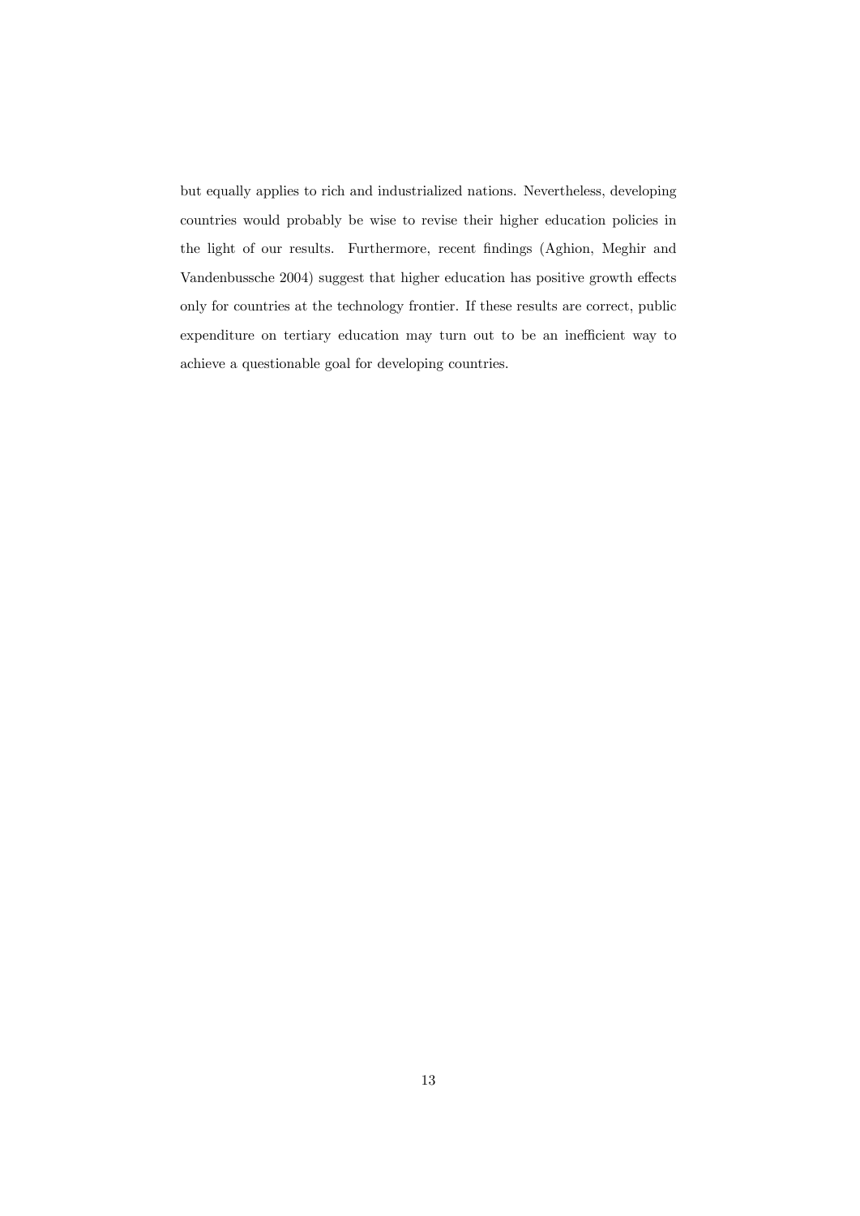but equally applies to rich and industrialized nations. Nevertheless, developing countries would probably be wise to revise their higher education policies in the light of our results. Furthermore, recent findings (Aghion, Meghir and Vandenbussche 2004) suggest that higher education has positive growth effects only for countries at the technology frontier. If these results are correct, public expenditure on tertiary education may turn out to be an inefficient way to achieve a questionable goal for developing countries.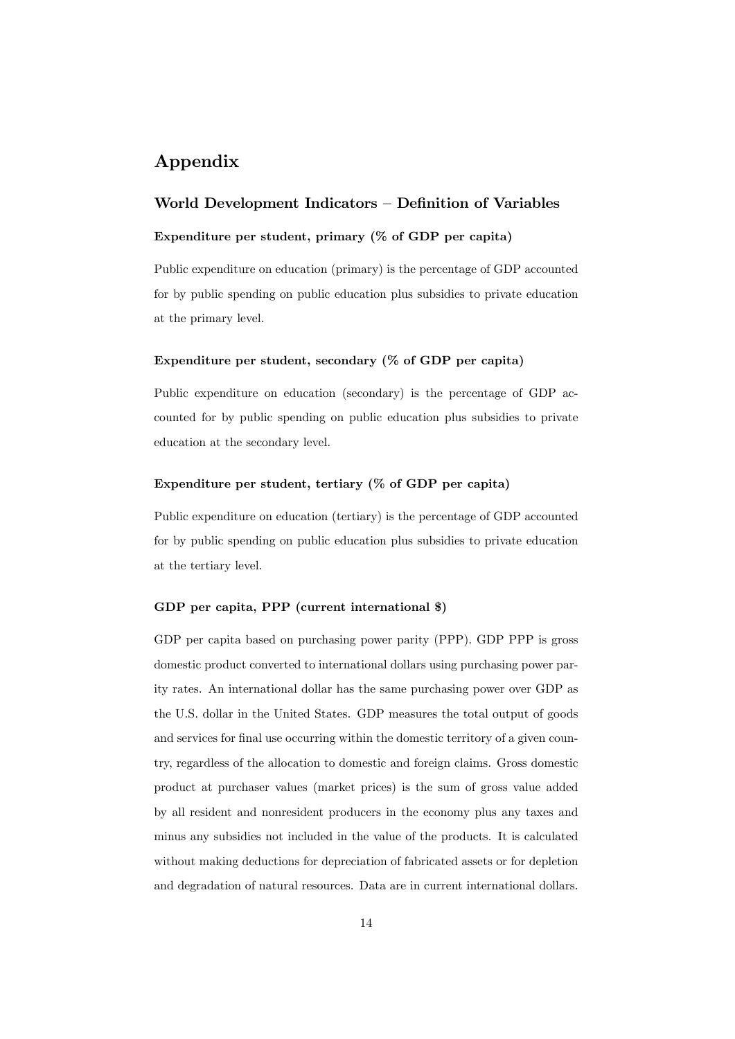# Appendix

## World Development Indicators – Definition of Variables

### Expenditure per student, primary (% of GDP per capita)

Public expenditure on education (primary) is the percentage of GDP accounted for by public spending on public education plus subsidies to private education at the primary level.

### Expenditure per student, secondary (% of GDP per capita)

Public expenditure on education (secondary) is the percentage of GDP accounted for by public spending on public education plus subsidies to private education at the secondary level.

### Expenditure per student, tertiary (% of GDP per capita)

Public expenditure on education (tertiary) is the percentage of GDP accounted for by public spending on public education plus subsidies to private education at the tertiary level.

### GDP per capita, PPP (current international $)

GDP per capita based on purchasing power parity (PPP). GDP PPP is gross domestic product converted to international dollars using purchasing power parity rates. An international dollar has the same purchasing power over GDP as the U.S. dollar in the United States. GDP measures the total output of goods and services for final use occurring within the domestic territory of a given country, regardless of the allocation to domestic and foreign claims. Gross domestic product at purchaser values (market prices) is the sum of gross value added by all resident and nonresident producers in the economy plus any taxes and minus any subsidies not included in the value of the products. It is calculated without making deductions for depreciation of fabricated assets or for depletion and degradation of natural resources. Data are in current international dollars.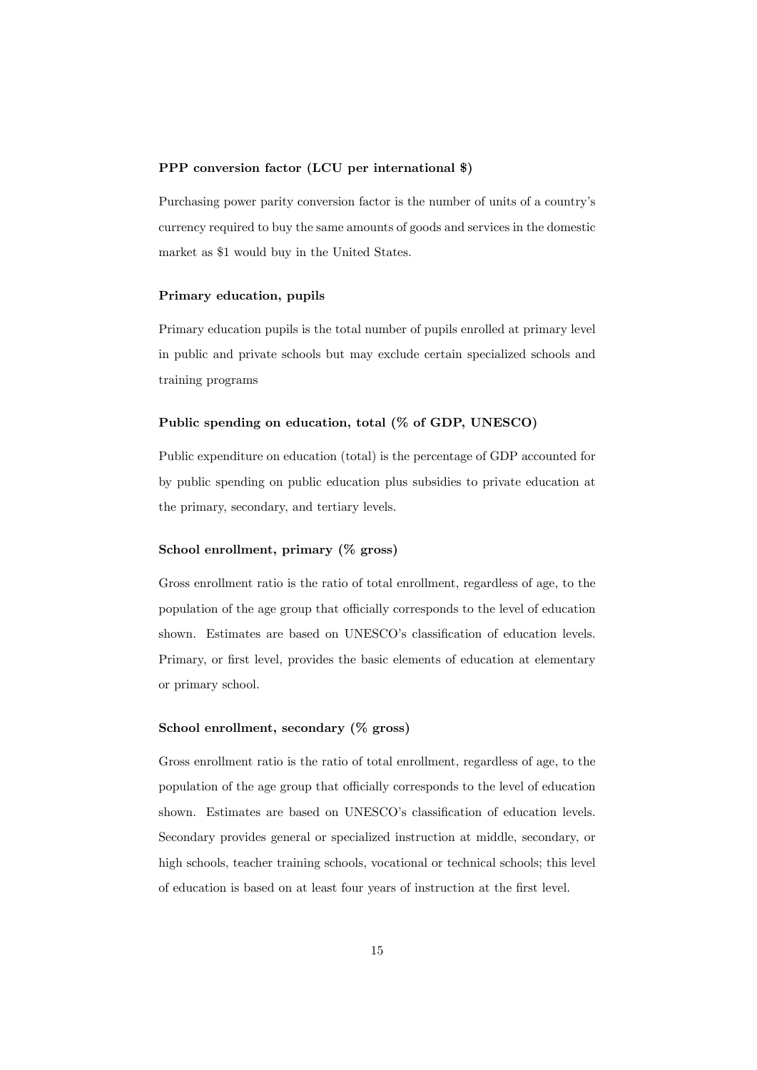**PPP conversion factor (LCU per international $)**

Purchasing power parity conversion factor is the number of units of a country's currency required to buy the same amounts of goods and services in the domestic market as $1 would buy in the United States.

**Primary education, pupils**

Primary education pupils is the total number of pupils enrolled at primary level in public and private schools but may exclude certain specialized schools and training programs

**Public spending on education, total (% of GDP, UNESCO)**

Public expenditure on education (total) is the percentage of GDP accounted for by public spending on public education plus subsidies to private education at the primary, secondary, and tertiary levels.

**School enrollment, primary (% gross)**

Gross enrollment ratio is the ratio of total enrollment, regardless of age, to the population of the age group that officially corresponds to the level of education shown. Estimates are based on UNESCO's classification of education levels. Primary, or first level, provides the basic elements of education at elementary or primary school.

**School enrollment, secondary (% gross)**

Gross enrollment ratio is the ratio of total enrollment, regardless of age, to the population of the age group that officially corresponds to the level of education shown. Estimates are based on UNESCO's classification of education levels. Secondary provides general or specialized instruction at middle, secondary, or high schools, teacher training schools, vocational or technical schools; this level of education is based on at least four years of instruction at the first level.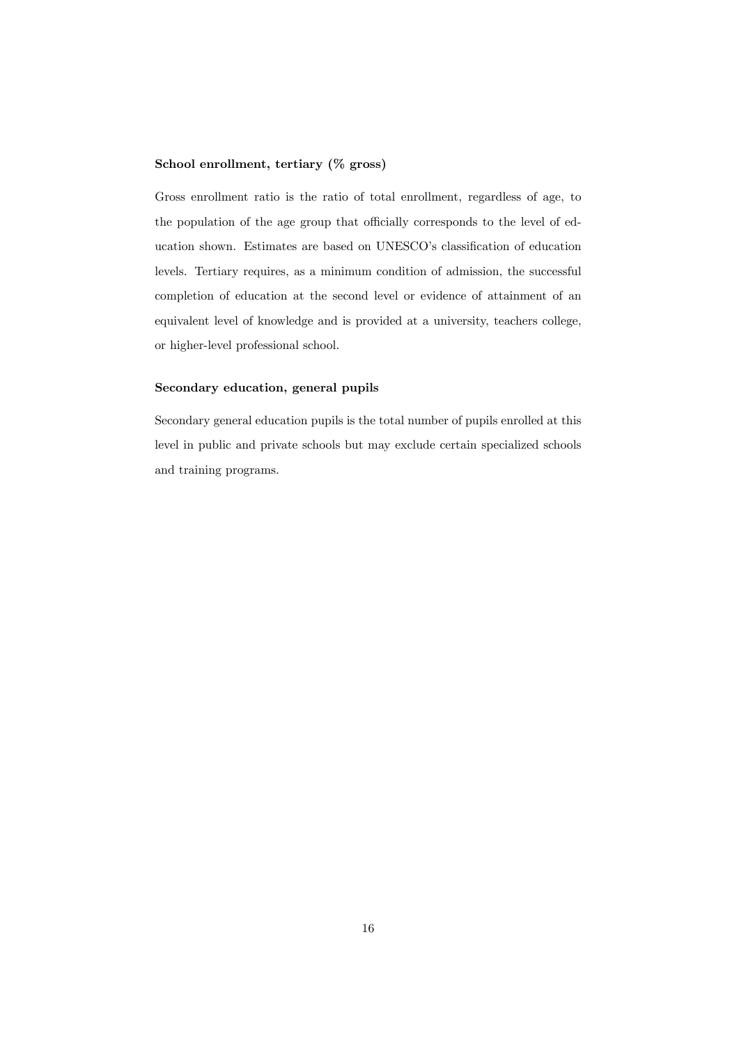#### School enrollment, tertiary (% gross)

Gross enrollment ratio is the ratio of total enrollment, regardless of age, to the population of the age group that officially corresponds to the level of education shown. Estimates are based on UNESCO's classification of education levels. Tertiary requires, as a minimum condition of admission, the successful completion of education at the second level or evidence of attainment of an equivalent level of knowledge and is provided at a university, teachers college, or higher-level professional school.

#### Secondary education, general pupils

Secondary general education pupils is the total number of pupils enrolled at this level in public and private schools but may exclude certain specialized schools and training programs.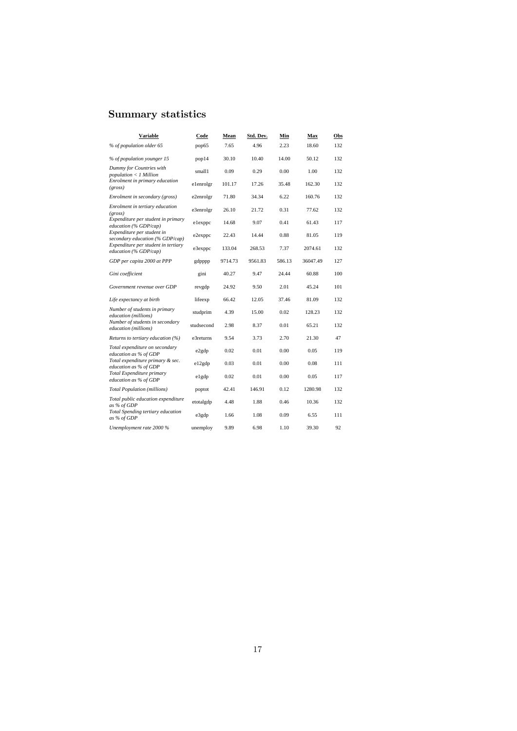## Summary statistics

| Variable | Code | Mean | Std. Dev. | Min | Max | Obs |
|---|---|---|---|---|---|---|
| *% of population older 65* | pop65 | 7.65 | 4.96 | 2.23 | 18.60 | 132 |
| *% of population younger 15* | pop14 | 30.10 | 10.40 | 14.00 | 50.12 | 132 |
| *Dummy for Countries with population < 1 Million* | small1 | 0.09 | 0.29 | 0.00 | 1.00 | 132 |
| *Enrolment in primary education (gross)* | e1enrolgr | 101.17 | 17.26 | 35.48 | 162.30 | 132 |
| *Enrolment in secondary (gross)* | e2enrolgr | 71.80 | 34.34 | 6.22 | 160.76 | 132 |
| *Enrolment in tertiary education (gross)* | e3enrolgr | 26.10 | 21.72 | 0.31 | 77.62 | 132 |
| *Expenditure per student in primary education (% GDP/cap)* | e1exppc | 14.68 | 9.07 | 0.41 | 61.43 | 117 |
| *Expenditure per student in secondary education (% GDP/cap)* | e2exppc | 22.43 | 14.44 | 0.88 | 81.05 | 119 |
| *Expenditure per student in tertiary education (% GDP/cap)* | e3exppc | 133.04 | 268.53 | 7.37 | 2074.61 | 132 |
| *GDP per capita 2000 at PPP* | gdpppp | 9714.73 | 9561.83 | 586.13 | 36047.49 | 127 |
| *Gini coefficient* | gini | 40.27 | 9.47 | 24.44 | 60.88 | 100 |
| *Government revenue over GDP* | revgdp | 24.92 | 9.50 | 2.01 | 45.24 | 101 |
| *Life expectancy at birth* | lifeexp | 66.42 | 12.05 | 37.46 | 81.09 | 132 |
| *Number of students in primary education (millions)* | studprim | 4.39 | 15.00 | 0.02 | 128.23 | 132 |
| *Number of students in secondary education (millions)* | studsecond | 2.98 | 8.37 | 0.01 | 65.21 | 132 |
| *Returns to tertiary education (%)* | e3returns | 9.54 | 3.73 | 2.70 | 21.30 | 47 |
| *Total expenditure on secondary education as % of GDP* | e2gdp | 0.02 | 0.01 | 0.00 | 0.05 | 119 |
| *Total expenditure primary & sec. education as % of GDP* | e12gdp | 0.03 | 0.01 | 0.00 | 0.08 | 111 |
| *Total Expenditure primary education as % of GDP* | e1gdp | 0.02 | 0.01 | 0.00 | 0.05 | 117 |
| *Total Population (millions)* | poptot | 42.41 | 146.91 | 0.12 | 1280.98 | 132 |
| *Total public education expenditure as % of GDP* | etotalgdp | 4.48 | 1.88 | 0.46 | 10.36 | 132 |
| *Total Spending tertiary education as % of GDP* | e3gdp | 1.66 | 1.08 | 0.09 | 6.55 | 111 |
| *Unemployment rate 2000 %* | unemploy | 9.89 | 6.98 | 1.10 | 39.30 | 92 |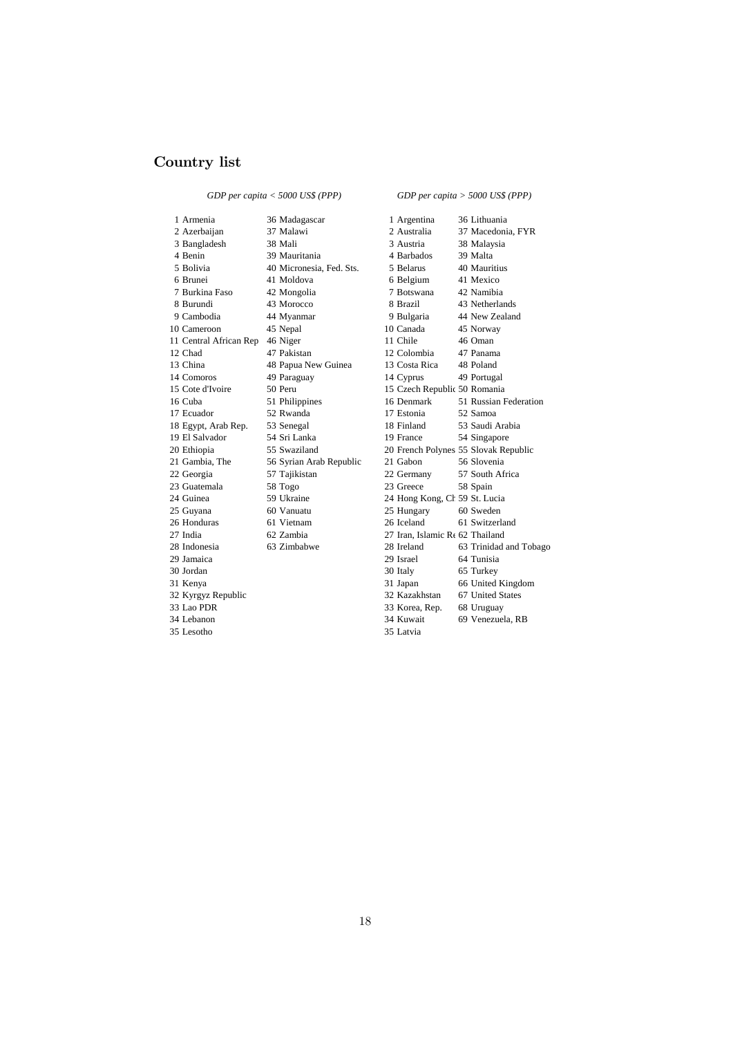## Country list

| *GDP per capita < 5000 US$ (PPP)* | | *GDP per capita > 5000 US$ (PPP)* | |
|---|---|---|---|
| 1 Armenia | 36 Madagascar | 1 Argentina | 36 Lithuania |
| 2 Azerbaijan | 37 Malawi | 2 Australia | 37 Macedonia, FYR |
| 3 Bangladesh | 38 Mali | 3 Austria | 38 Malaysia |
| 4 Benin | 39 Mauritania | 4 Barbados | 39 Malta |
| 5 Bolivia | 40 Micronesia, Fed. Sts. | 5 Belarus | 40 Mauritius |
| 6 Brunei | 41 Moldova | 6 Belgium | 41 Mexico |
| 7 Burkina Faso | 42 Mongolia | 7 Botswana | 42 Namibia |
| 8 Burundi | 43 Morocco | 8 Brazil | 43 Netherlands |
| 9 Cambodia | 44 Myanmar | 9 Bulgaria | 44 New Zealand |
| 10 Cameroon | 45 Nepal | 10 Canada | 45 Norway |
| 11 Central African Rep | 46 Niger | 11 Chile | 46 Oman |
| 12 Chad | 47 Pakistan | 12 Colombia | 47 Panama |
| 13 China | 48 Papua New Guinea | 13 Costa Rica | 48 Poland |
| 14 Comoros | 49 Paraguay | 14 Cyprus | 49 Portugal |
| 15 Cote d'Ivoire | 50 Peru | 15 Czech Republic | 50 Romania |
| 16 Cuba | 51 Philippines | 16 Denmark | 51 Russian Federation |
| 17 Ecuador | 52 Rwanda | 17 Estonia | 52 Samoa |
| 18 Egypt, Arab Rep. | 53 Senegal | 18 Finland | 53 Saudi Arabia |
| 19 El Salvador | 54 Sri Lanka | 19 France | 54 Singapore |
| 20 Ethiopia | 55 Swaziland | 20 French Polynes | 55 Slovak Republic |
| 21 Gambia, The | 56 Syrian Arab Republic | 21 Gabon | 56 Slovenia |
| 22 Georgia | 57 Tajikistan | 22 Germany | 57 South Africa |
| 23 Guatemala | 58 Togo | 23 Greece | 58 Spain |
| 24 Guinea | 59 Ukraine | 24 Hong Kong, Ch | 59 St. Lucia |
| 25 Guyana | 60 Vanuatu | 25 Hungary | 60 Sweden |
| 26 Honduras | 61 Vietnam | 26 Iceland | 61 Switzerland |
| 27 India | 62 Zambia | 27 Iran, Islamic Re | 62 Thailand |
| 28 Indonesia | 63 Zimbabwe | 28 Ireland | 63 Trinidad and Tobago |
| 29 Jamaica | | 29 Israel | 64 Tunisia |
| 30 Jordan | | 30 Italy | 65 Turkey |
| 31 Kenya | | 31 Japan | 66 United Kingdom |
| 32 Kyrgyz Republic | | 32 Kazakhstan | 67 United States |
| 33 Lao PDR | | 33 Korea, Rep. | 68 Uruguay |
| 34 Lebanon | | 34 Kuwait | 69 Venezuela, RB |
| 35 Lesotho | | 35 Latvia | |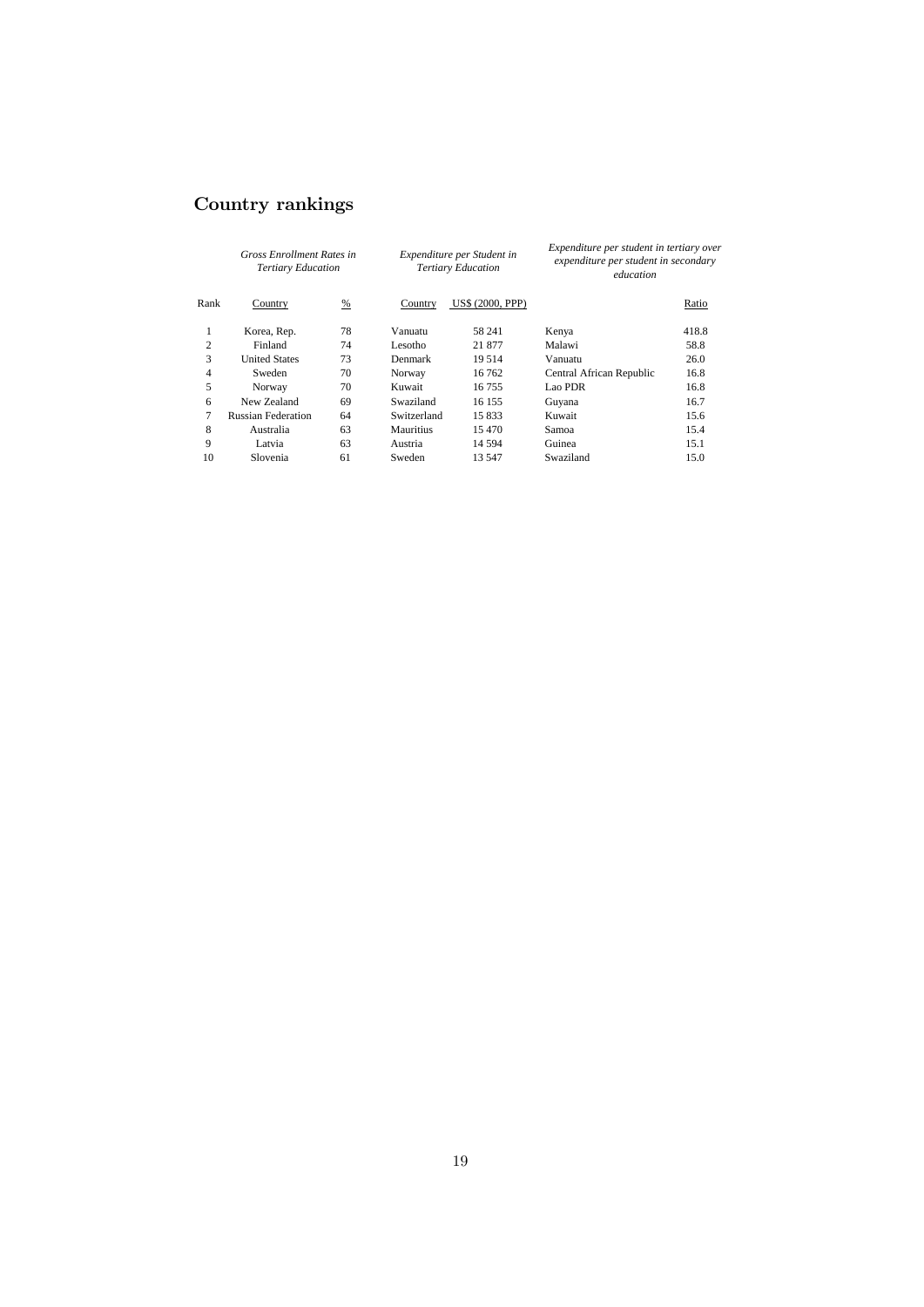## Country rankings

| | *Gross Enrollment Rates in Tertiary Education* | | *Expenditure per Student in Tertiary Education* | | *Expenditure per student in tertiary over expenditure per student in secondary education* | |
|---|---|---|---|---|---|---|
| Rank | Country | % | Country | US$ (2000, PPP) | | Ratio |
| 1 | Korea, Rep. | 78 | Vanuatu | 58 241 | Kenya | 418.8 |
| 2 | Finland | 74 | Lesotho | 21 877 | Malawi | 58.8 |
| 3 | United States | 73 | Denmark | 19 514 | Vanuatu | 26.0 |
| 4 | Sweden | 70 | Norway | 16 762 | Central African Republic | 16.8 |
| 5 | Norway | 70 | Kuwait | 16 755 | Lao PDR | 16.8 |
| 6 | New Zealand | 69 | Swaziland | 16 155 | Guyana | 16.7 |
| 7 | Russian Federation | 64 | Switzerland | 15 833 | Kuwait | 15.6 |
| 8 | Australia | 63 | Mauritius | 15 470 | Samoa | 15.4 |
| 9 | Latvia | 63 | Austria | 14 594 | Guinea | 15.1 |
| 10 | Slovenia | 61 | Sweden | 13 547 | Swaziland | 15.0 |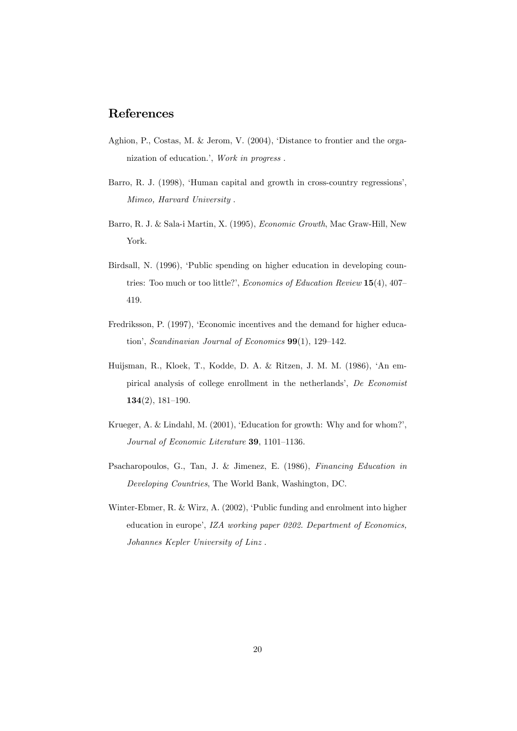## References

Aghion, P., Costas, M. & Jerom, V. (2004), 'Distance to frontier and the organization of education.', *Work in progress* .

Barro, R. J. (1998), 'Human capital and growth in cross-country regressions', *Mimeo, Harvard University* .

Barro, R. J. & Sala-i Martin, X. (1995), *Economic Growth*, Mac Graw-Hill, New York.

Birdsall, N. (1996), 'Public spending on higher education in developing countries: Too much or too little?', *Economics of Education Review* **15**(4), 407–419.

Fredriksson, P. (1997), 'Economic incentives and the demand for higher education', *Scandinavian Journal of Economics* **99**(1), 129–142.

Huijsman, R., Kloek, T., Kodde, D. A. & Ritzen, J. M. M. (1986), 'An empirical analysis of college enrollment in the netherlands', *De Economist* **134**(2), 181–190.

Krueger, A. & Lindahl, M. (2001), 'Education for growth: Why and for whom?', *Journal of Economic Literature* **39**, 1101–1136.

Psacharopoulos, G., Tan, J. & Jimenez, E. (1986), *Financing Education in Developing Countries*, The World Bank, Washington, DC.

Winter-Ebmer, R. & Wirz, A. (2002), 'Public funding and enrolment into higher education in europe', *IZA working paper 0202. Department of Economics, Johannes Kepler University of Linz* .